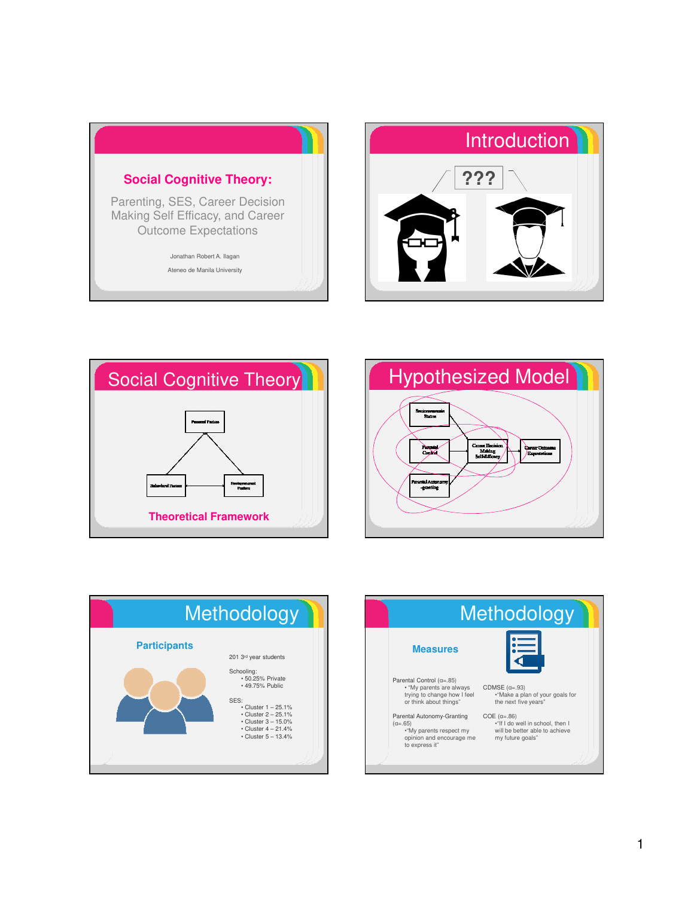## Social Cognitive Theory:

Parenting, SES, Career Decision Making Self Efficacy, and Career Outcome Expectations

Jonathan Robert A. Ilagan

Ateneo de Manila University

## Introduction

???

## Social Cognitive Theory

Personal Factors

Behavioral Factors

Environmental Factors

**Theoretical Framework**

## Hypothesized Model

Socioeconomic Status

Parental Control

Parental Autonomy-granting

Career Decision Making Self-Efficacy

Career Outcome Expectations

## Methodology

### Participants

201 3rd year students

Schooling:
- 50.25% Private
- 49.75% Public

SES:
- Cluster 1 – 25.1%
- Cluster 2 – 25.1%
- Cluster 3 – 15.0%
- Cluster 4 – 21.4%
- Cluster 5 – 13.4%

## Methodology

### Measures

Parental Control (α=.85)
- "My parents are always trying to change how I feel or think about things"

Parental Autonomy-Granting (α=.65)
- "My parents respect my opinion and encourage me to express it"

CDMSE (α=.93)
- "Make a plan of your goals for the next five years"

COE (α=.86)
- "If I do well in school, then I will be better able to achieve my future goals"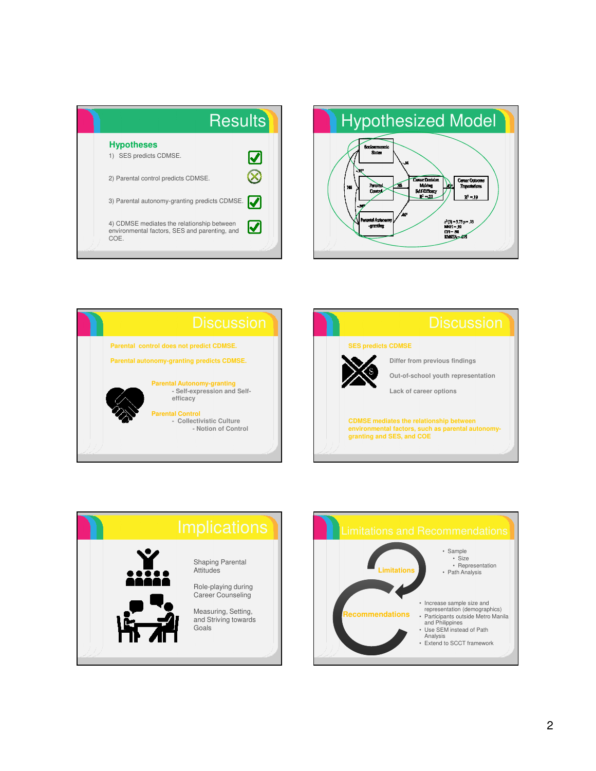## Results

**Hypotheses**

1) SES predicts CDMSE. ✓

2) Parental control predicts CDMSE. ✗

3) Parental autonomy-granting predicts CDMSE. ✓

4) CDMSE mediates the relationship between environmental factors, SES and parenting, and COE. ✓

## Hypothesized Model

Socioeconomic Status

Parental Control

Parental Autonomy-granting

Career Decision Making Self-Efficacy $R^2 = .23$

Career Outcome Expectations $R^2 = .19$

$\chi^2(3) = 3.73$, $p = .33$

NNFI = .92

CFI = .98

RMSEA = .075

## Discussion

**Parental control does not predict CDMSE.**

**Parental autonomy-granting predicts CDMSE.**

**Parental Autonomy-granting**

- Self-expression and Self-efficacy

**Parental Control**

- Collectivistic Culture
  - Notion of Control

## Discussion

**SES predicts CDMSE**

Differ from previous findings

Out-of-school youth representation

Lack of career options

**CDMSE mediates the relationship between environmental factors, such as parental autonomy-granting and SES, and COE**

## Implications

Shaping Parental Attitudes

Role-playing during Career Counseling

Measuring, Setting, and Striving towards Goals

## Limitations and Recommendations

**Limitations**

- Sample
  - Size
  - Representation
- Path Analysis

**Recommendations**

- Increase sample size and representation (demographics)
- Participants outside Metro Manila and Philippines
- Use SEM instead of Path Analysis
- Extend to SCCT framework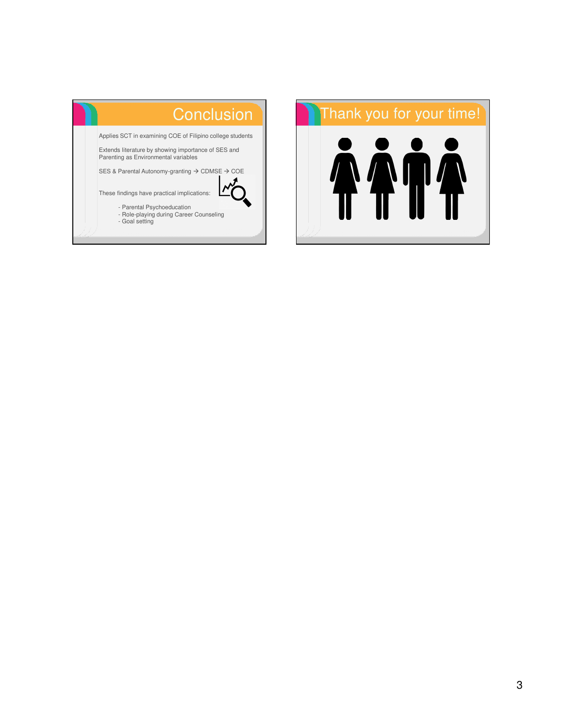## Conclusion

Applies SCT in examining COE of Filipino college students

Extends literature by showing importance of SES and Parenting as Environmental variables

SES & Parental Autonomy-granting → CDMSE → COE

These findings have practical implications:

- Parental Psychoeducation
- Role-playing during Career Counseling
- Goal setting

## Thank you for your time!